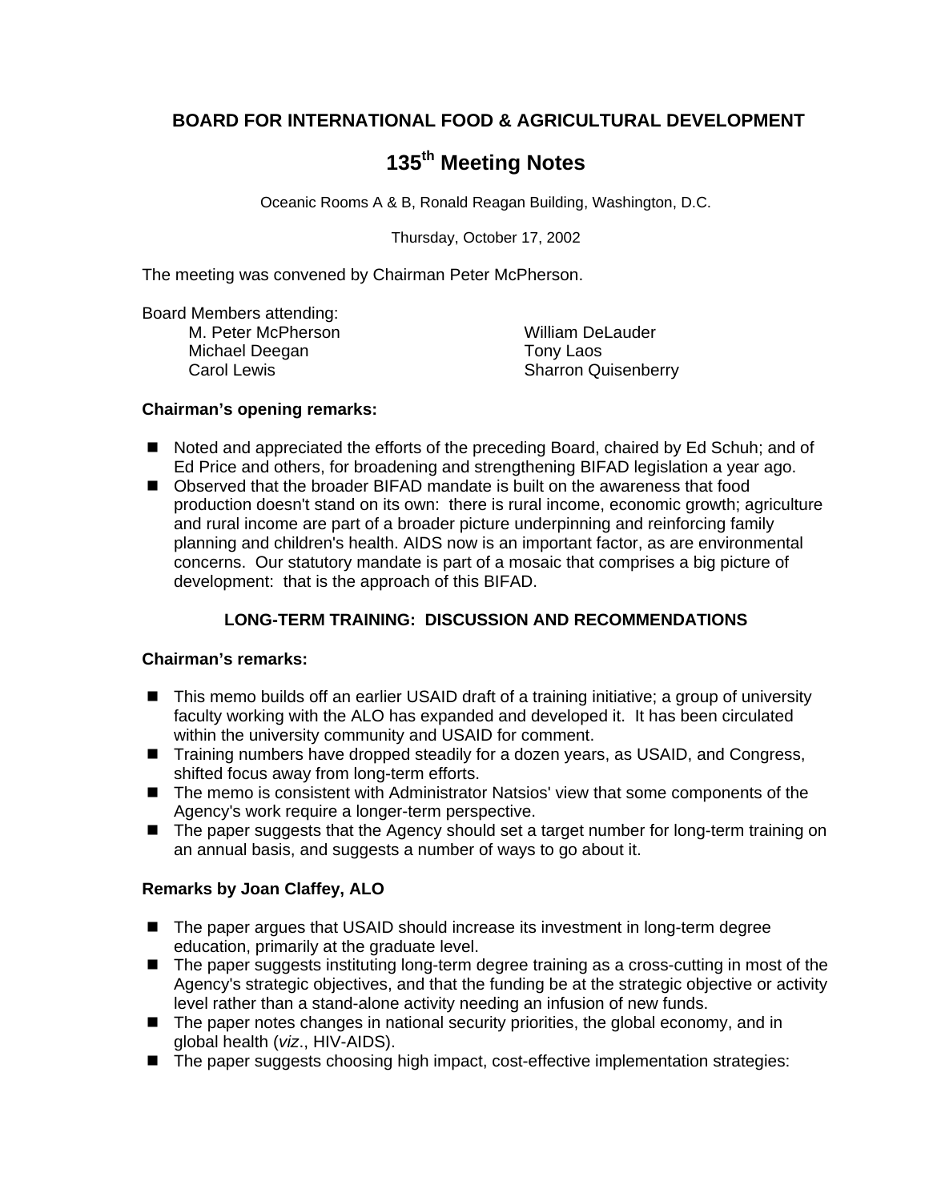# BOARD FOR INTERNATIONAL FOOD & AGRICULTURAL DEVELOPMENT

## 135th Meeting Notes

Oceanic Rooms A & B, Ronald Reagan Building, Washington, D.C.

Thursday, October 17, 2002

The meeting was convened by Chairman Peter McPherson.

Board Members attending:

- M. Peter McPherson
- Michael Deegan
- Carol Lewis
- William DeLauder
- Tony Laos
- Sharron Quisenberry

**Chairman's opening remarks:**

- Noted and appreciated the efforts of the preceding Board, chaired by Ed Schuh; and of Ed Price and others, for broadening and strengthening BIFAD legislation a year ago.
- Observed that the broader BIFAD mandate is built on the awareness that food production doesn't stand on its own: there is rural income, economic growth; agriculture and rural income are part of a broader picture underpinning and reinforcing family planning and children's health. AIDS now is an important factor, as are environmental concerns. Our statutory mandate is part of a mosaic that comprises a big picture of development: that is the approach of this BIFAD.

### LONG-TERM TRAINING: DISCUSSION AND RECOMMENDATIONS

**Chairman's remarks:**

- This memo builds off an earlier USAID draft of a training initiative; a group of university faculty working with the ALO has expanded and developed it. It has been circulated within the university community and USAID for comment.
- Training numbers have dropped steadily for a dozen years, as USAID, and Congress, shifted focus away from long-term efforts.
- The memo is consistent with Administrator Natsios' view that some components of the Agency's work require a longer-term perspective.
- The paper suggests that the Agency should set a target number for long-term training on an annual basis, and suggests a number of ways to go about it.

**Remarks by Joan Claffey, ALO**

- The paper argues that USAID should increase its investment in long-term degree education, primarily at the graduate level.
- The paper suggests instituting long-term degree training as a cross-cutting in most of the Agency's strategic objectives, and that the funding be at the strategic objective or activity level rather than a stand-alone activity needing an infusion of new funds.
- The paper notes changes in national security priorities, the global economy, and in global health (*viz*., HIV-AIDS).
- The paper suggests choosing high impact, cost-effective implementation strategies: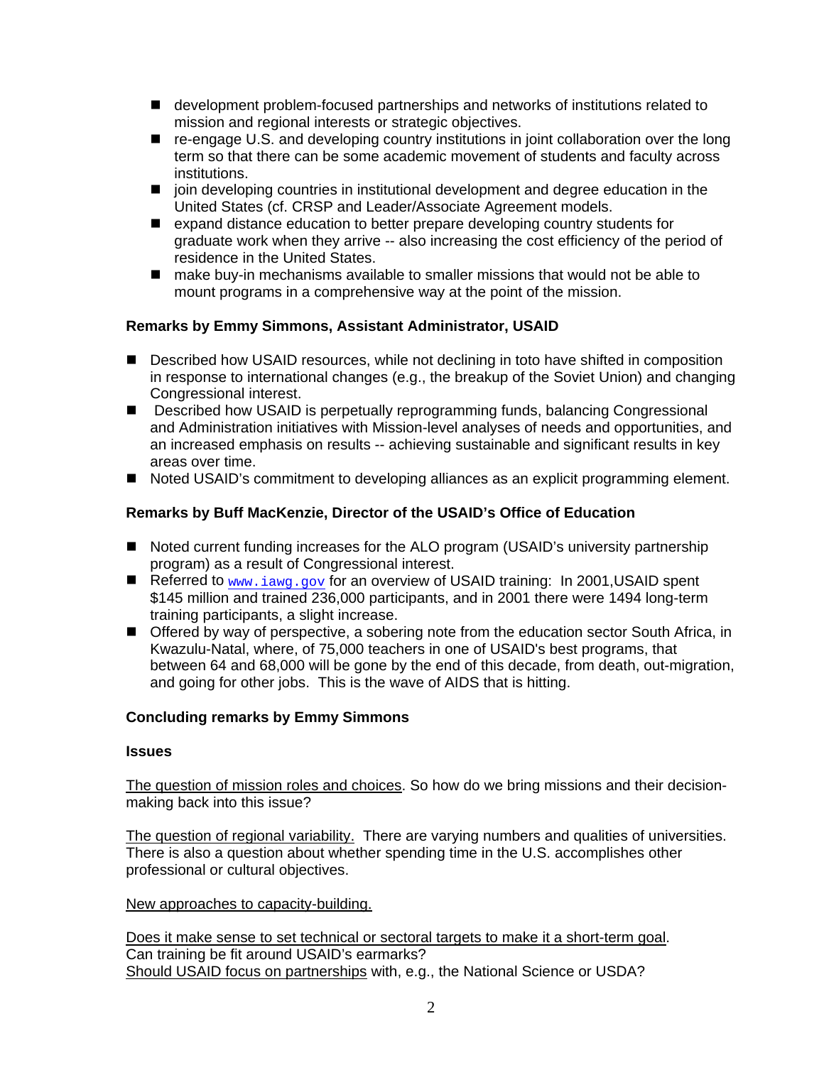- development problem-focused partnerships and networks of institutions related to mission and regional interests or strategic objectives.
- re-engage U.S. and developing country institutions in joint collaboration over the long term so that there can be some academic movement of students and faculty across institutions.
- join developing countries in institutional development and degree education in the United States (cf. CRSP and Leader/Associate Agreement models.
- expand distance education to better prepare developing country students for graduate work when they arrive -- also increasing the cost efficiency of the period of residence in the United States.
- make buy-in mechanisms available to smaller missions that would not be able to mount programs in a comprehensive way at the point of the mission.

**Remarks by Emmy Simmons, Assistant Administrator, USAID**

- Described how USAID resources, while not declining in toto have shifted in composition in response to international changes (e.g., the breakup of the Soviet Union) and changing Congressional interest.
- Described how USAID is perpetually reprogramming funds, balancing Congressional and Administration initiatives with Mission-level analyses of needs and opportunities, and an increased emphasis on results -- achieving sustainable and significant results in key areas over time.
- Noted USAID's commitment to developing alliances as an explicit programming element.

**Remarks by Buff MacKenzie, Director of the USAID's Office of Education**

- Noted current funding increases for the ALO program (USAID's university partnership program) as a result of Congressional interest.
- Referred to www.iawg.gov for an overview of USAID training: In 2001,USAID spent $145 million and trained 236,000 participants, and in 2001 there were 1494 long-term training participants, a slight increase.
- Offered by way of perspective, a sobering note from the education sector South Africa, in Kwazulu-Natal, where, of 75,000 teachers in one of USAID's best programs, that between 64 and 68,000 will be gone by the end of this decade, from death, out-migration, and going for other jobs. This is the wave of AIDS that is hitting.

**Concluding remarks by Emmy Simmons**

**Issues**

The question of mission roles and choices. So how do we bring missions and their decision-making back into this issue?

The question of regional variability. There are varying numbers and qualities of universities. There is also a question about whether spending time in the U.S. accomplishes other professional or cultural objectives.

New approaches to capacity-building.

Does it make sense to set technical or sectoral targets to make it a short-term goal.
Can training be fit around USAID's earmarks?
Should USAID focus on partnerships with, e.g., the National Science or USDA?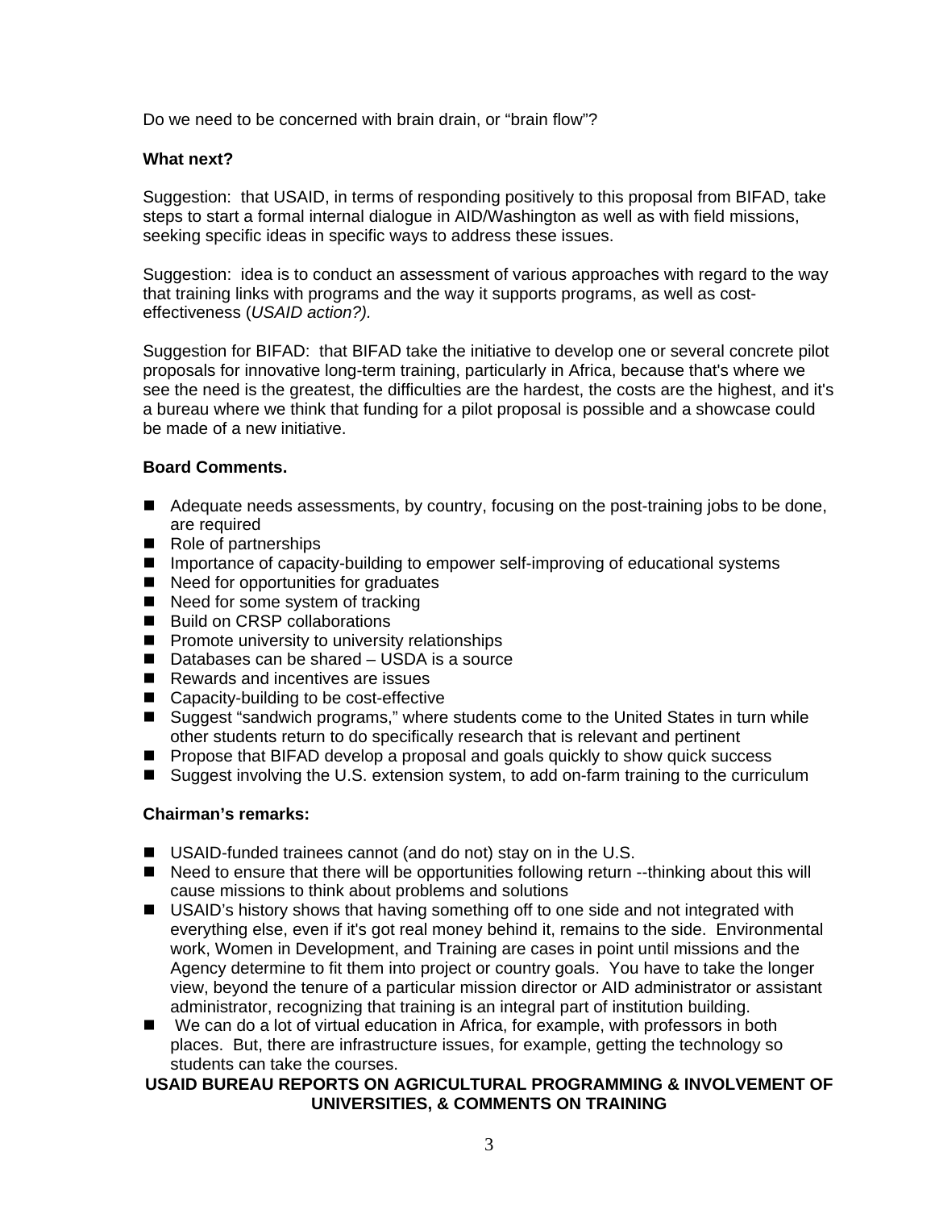Do we need to be concerned with brain drain, or "brain flow"?

**What next?**

Suggestion: that USAID, in terms of responding positively to this proposal from BIFAD, take steps to start a formal internal dialogue in AID/Washington as well as with field missions, seeking specific ideas in specific ways to address these issues.

Suggestion: idea is to conduct an assessment of various approaches with regard to the way that training links with programs and the way it supports programs, as well as cost-effectiveness (*USAID action?).*

Suggestion for BIFAD: that BIFAD take the initiative to develop one or several concrete pilot proposals for innovative long-term training, particularly in Africa, because that's where we see the need is the greatest, the difficulties are the hardest, the costs are the highest, and it's a bureau where we think that funding for a pilot proposal is possible and a showcase could be made of a new initiative.

**Board Comments.**

- Adequate needs assessments, by country, focusing on the post-training jobs to be done, are required
- Role of partnerships
- Importance of capacity-building to empower self-improving of educational systems
- Need for opportunities for graduates
- Need for some system of tracking
- Build on CRSP collaborations
- Promote university to university relationships
- Databases can be shared – USDA is a source
- Rewards and incentives are issues
- Capacity-building to be cost-effective
- Suggest "sandwich programs," where students come to the United States in turn while other students return to do specifically research that is relevant and pertinent
- Propose that BIFAD develop a proposal and goals quickly to show quick success
- Suggest involving the U.S. extension system, to add on-farm training to the curriculum

**Chairman's remarks:**

- USAID-funded trainees cannot (and do not) stay on in the U.S.
- Need to ensure that there will be opportunities following return --thinking about this will cause missions to think about problems and solutions
- USAID's history shows that having something off to one side and not integrated with everything else, even if it's got real money behind it, remains to the side. Environmental work, Women in Development, and Training are cases in point until missions and the Agency determine to fit them into project or country goals. You have to take the longer view, beyond the tenure of a particular mission director or AID administrator or assistant administrator, recognizing that training is an integral part of institution building.
- We can do a lot of virtual education in Africa, for example, with professors in both places. But, there are infrastructure issues, for example, getting the technology so students can take the courses.

**USAID BUREAU REPORTS ON AGRICULTURAL PROGRAMMING & INVOLVEMENT OF UNIVERSITIES, & COMMENTS ON TRAINING**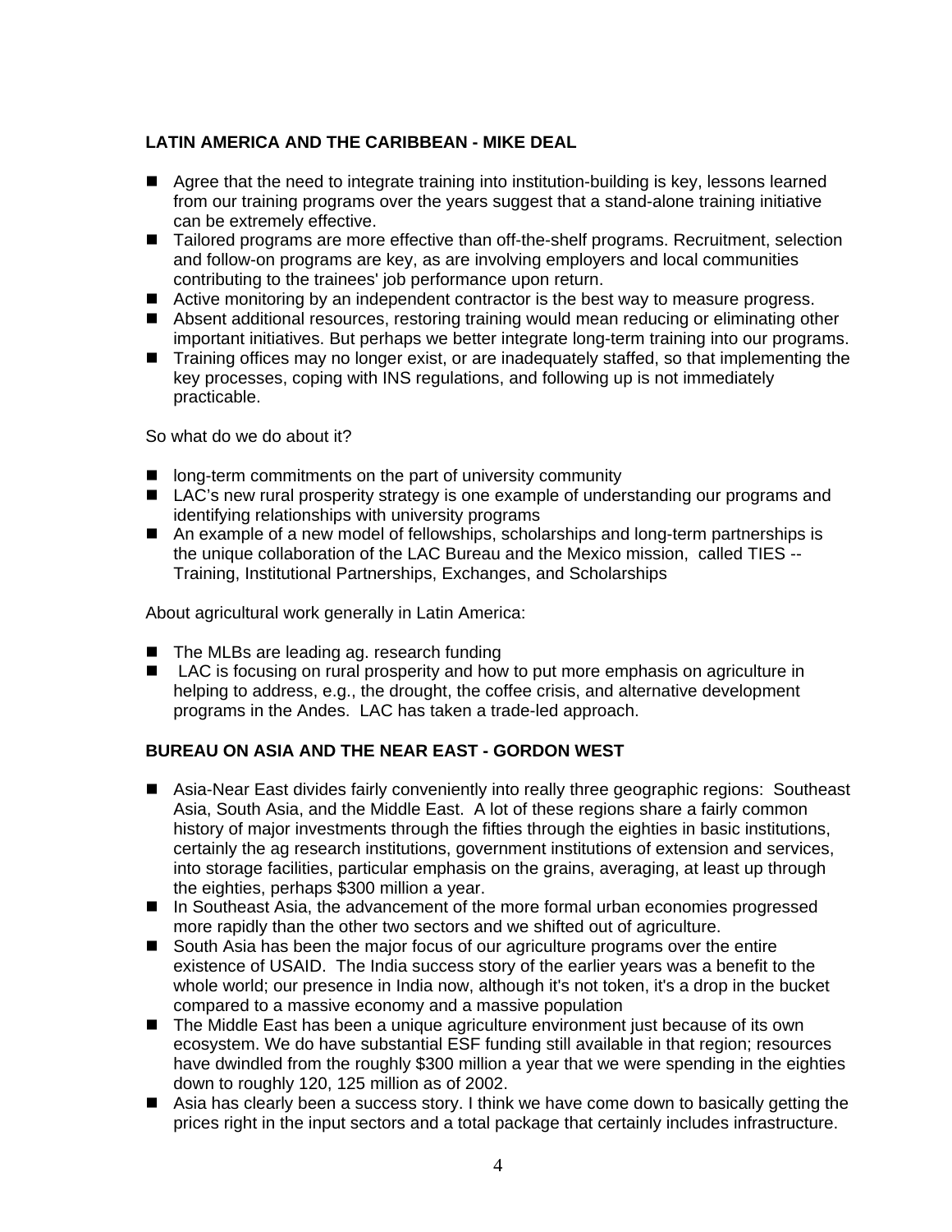**LATIN AMERICA AND THE CARIBBEAN - MIKE DEAL**

- Agree that the need to integrate training into institution-building is key, lessons learned from our training programs over the years suggest that a stand-alone training initiative can be extremely effective.
- Tailored programs are more effective than off-the-shelf programs. Recruitment, selection and follow-on programs are key, as are involving employers and local communities contributing to the trainees' job performance upon return.
- Active monitoring by an independent contractor is the best way to measure progress.
- Absent additional resources, restoring training would mean reducing or eliminating other important initiatives. But perhaps we better integrate long-term training into our programs.
- Training offices may no longer exist, or are inadequately staffed, so that implementing the key processes, coping with INS regulations, and following up is not immediately practicable.

So what do we do about it?

- long-term commitments on the part of university community
- LAC's new rural prosperity strategy is one example of understanding our programs and identifying relationships with university programs
- An example of a new model of fellowships, scholarships and long-term partnerships is the unique collaboration of the LAC Bureau and the Mexico mission, called TIES -- Training, Institutional Partnerships, Exchanges, and Scholarships

About agricultural work generally in Latin America:

- The MLBs are leading ag. research funding
- LAC is focusing on rural prosperity and how to put more emphasis on agriculture in helping to address, e.g., the drought, the coffee crisis, and alternative development programs in the Andes. LAC has taken a trade-led approach.

**BUREAU ON ASIA AND THE NEAR EAST - GORDON WEST**

- Asia-Near East divides fairly conveniently into really three geographic regions: Southeast Asia, South Asia, and the Middle East. A lot of these regions share a fairly common history of major investments through the fifties through the eighties in basic institutions, certainly the ag research institutions, government institutions of extension and services, into storage facilities, particular emphasis on the grains, averaging, at least up through the eighties, perhaps $300 million a year.
- In Southeast Asia, the advancement of the more formal urban economies progressed more rapidly than the other two sectors and we shifted out of agriculture.
- South Asia has been the major focus of our agriculture programs over the entire existence of USAID. The India success story of the earlier years was a benefit to the whole world; our presence in India now, although it's not token, it's a drop in the bucket compared to a massive economy and a massive population
- The Middle East has been a unique agriculture environment just because of its own ecosystem. We do have substantial ESF funding still available in that region; resources have dwindled from the roughly $300 million a year that we were spending in the eighties down to roughly 120, 125 million as of 2002.
- Asia has clearly been a success story. I think we have come down to basically getting the prices right in the input sectors and a total package that certainly includes infrastructure.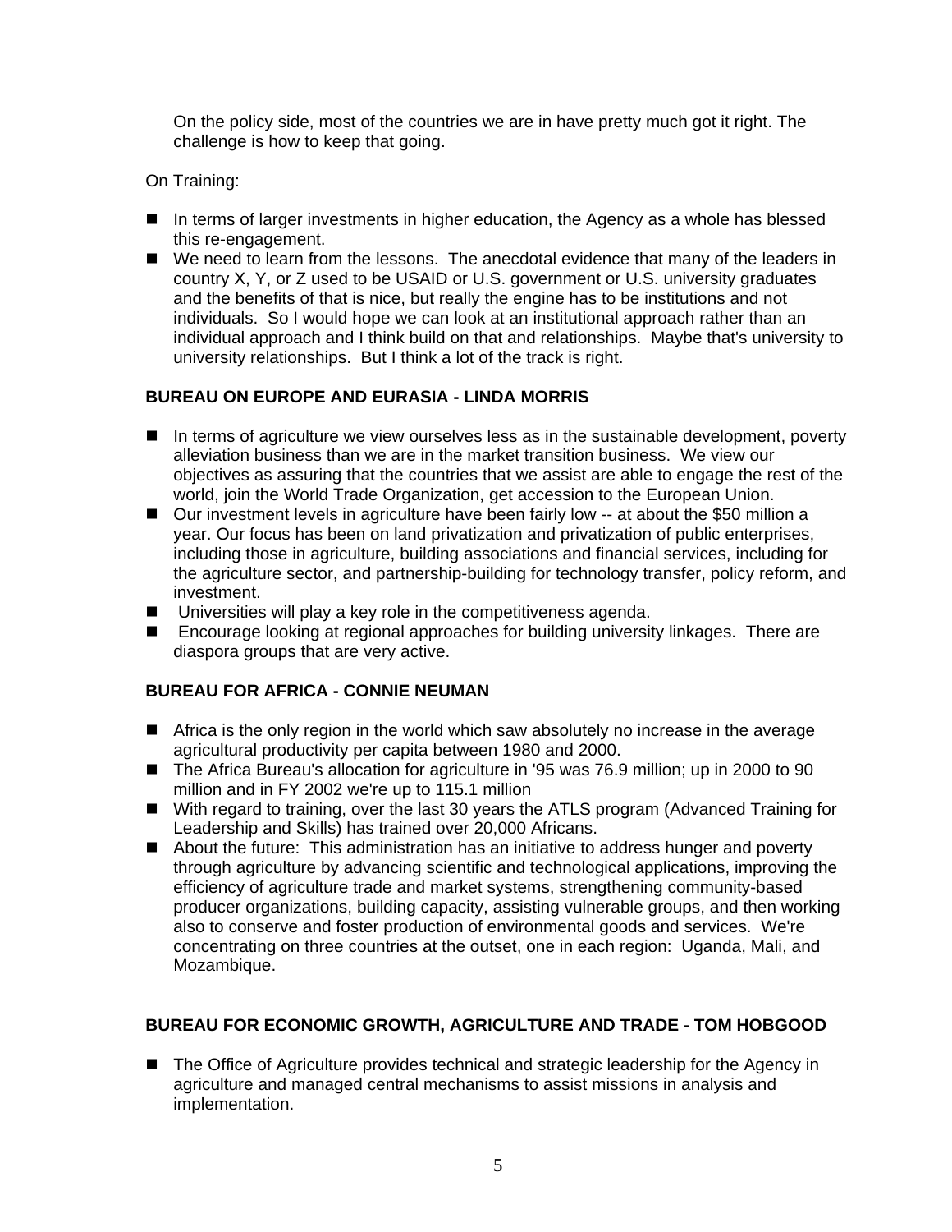On the policy side, most of the countries we are in have pretty much got it right. The challenge is how to keep that going.

On Training:

- In terms of larger investments in higher education, the Agency as a whole has blessed this re-engagement.
- We need to learn from the lessons. The anecdotal evidence that many of the leaders in country X, Y, or Z used to be USAID or U.S. government or U.S. university graduates and the benefits of that is nice, but really the engine has to be institutions and not individuals. So I would hope we can look at an institutional approach rather than an individual approach and I think build on that and relationships. Maybe that's university to university relationships. But I think a lot of the track is right.

**BUREAU ON EUROPE AND EURASIA - LINDA MORRIS**

- In terms of agriculture we view ourselves less as in the sustainable development, poverty alleviation business than we are in the market transition business. We view our objectives as assuring that the countries that we assist are able to engage the rest of the world, join the World Trade Organization, get accession to the European Union.
- Our investment levels in agriculture have been fairly low -- at about the $50 million a year. Our focus has been on land privatization and privatization of public enterprises, including those in agriculture, building associations and financial services, including for the agriculture sector, and partnership-building for technology transfer, policy reform, and investment.
- Universities will play a key role in the competitiveness agenda.
- Encourage looking at regional approaches for building university linkages. There are diaspora groups that are very active.

**BUREAU FOR AFRICA - CONNIE NEUMAN**

- Africa is the only region in the world which saw absolutely no increase in the average agricultural productivity per capita between 1980 and 2000.
- The Africa Bureau's allocation for agriculture in '95 was 76.9 million; up in 2000 to 90 million and in FY 2002 we're up to 115.1 million
- With regard to training, over the last 30 years the ATLS program (Advanced Training for Leadership and Skills) has trained over 20,000 Africans.
- About the future: This administration has an initiative to address hunger and poverty through agriculture by advancing scientific and technological applications, improving the efficiency of agriculture trade and market systems, strengthening community-based producer organizations, building capacity, assisting vulnerable groups, and then working also to conserve and foster production of environmental goods and services. We're concentrating on three countries at the outset, one in each region: Uganda, Mali, and Mozambique.

**BUREAU FOR ECONOMIC GROWTH, AGRICULTURE AND TRADE - TOM HOBGOOD**

- The Office of Agriculture provides technical and strategic leadership for the Agency in agriculture and managed central mechanisms to assist missions in analysis and implementation.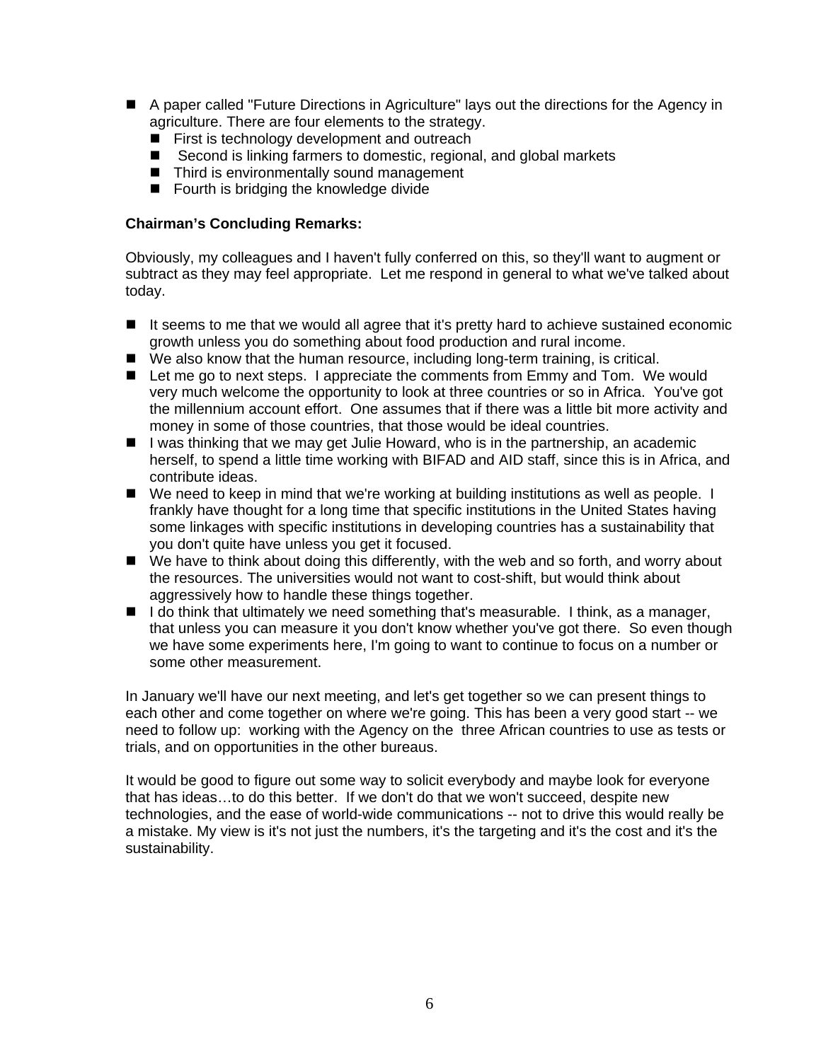- A paper called "Future Directions in Agriculture" lays out the directions for the Agency in agriculture. There are four elements to the strategy.
  - First is technology development and outreach
  - Second is linking farmers to domestic, regional, and global markets
  - Third is environmentally sound management
  - Fourth is bridging the knowledge divide

**Chairman's Concluding Remarks:**

Obviously, my colleagues and I haven't fully conferred on this, so they'll want to augment or subtract as they may feel appropriate. Let me respond in general to what we've talked about today.

- It seems to me that we would all agree that it's pretty hard to achieve sustained economic growth unless you do something about food production and rural income.
- We also know that the human resource, including long-term training, is critical.
- Let me go to next steps. I appreciate the comments from Emmy and Tom. We would very much welcome the opportunity to look at three countries or so in Africa. You've got the millennium account effort. One assumes that if there was a little bit more activity and money in some of those countries, that those would be ideal countries.
- I was thinking that we may get Julie Howard, who is in the partnership, an academic herself, to spend a little time working with BIFAD and AID staff, since this is in Africa, and contribute ideas.
- We need to keep in mind that we're working at building institutions as well as people. I frankly have thought for a long time that specific institutions in the United States having some linkages with specific institutions in developing countries has a sustainability that you don't quite have unless you get it focused.
- We have to think about doing this differently, with the web and so forth, and worry about the resources. The universities would not want to cost-shift, but would think about aggressively how to handle these things together.
- I do think that ultimately we need something that's measurable. I think, as a manager, that unless you can measure it you don't know whether you've got there. So even though we have some experiments here, I'm going to want to continue to focus on a number or some other measurement.

In January we'll have our next meeting, and let's get together so we can present things to each other and come together on where we're going. This has been a very good start -- we need to follow up: working with the Agency on the three African countries to use as tests or trials, and on opportunities in the other bureaus.

It would be good to figure out some way to solicit everybody and maybe look for everyone that has ideas…to do this better. If we don't do that we won't succeed, despite new technologies, and the ease of world-wide communications -- not to drive this would really be a mistake. My view is it's not just the numbers, it's the targeting and it's the cost and it's the sustainability.